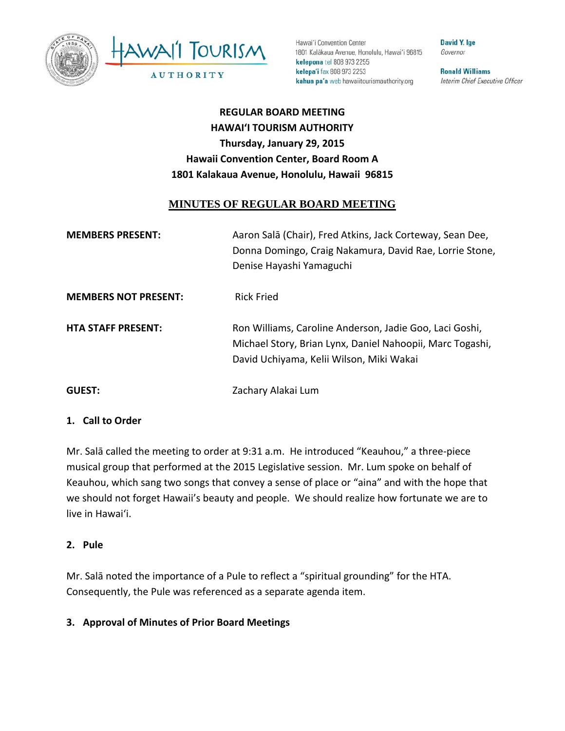Hawaiʻi Convention Center
1801 Kalākaua Avenue, Honolulu, Hawaiʻi 96815
**kelepona** tel 808 973 2255
**kelepaʻi** fax 808 973 2253
**kahua paʻa** web hawaiitourismauthority.org

**David Y. Ige**
*Governor*

**Ronald Williams**
*Interim Chief Executive Officer*

**REGULAR BOARD MEETING**
**HAWAIʻI TOURISM AUTHORITY**
**Thursday, January 29, 2015**
**Hawaii Convention Center, Board Room A**
**1801 Kalakaua Avenue, Honolulu, Hawaii 96815**

# MINUTES OF REGULAR BOARD MEETING

**MEMBERS PRESENT:** Aaron Salā (Chair), Fred Atkins, Jack Corteway, Sean Dee, Donna Domingo, Craig Nakamura, David Rae, Lorrie Stone, Denise Hayashi Yamaguchi

**MEMBERS NOT PRESENT:** Rick Fried

**HTA STAFF PRESENT:** Ron Williams, Caroline Anderson, Jadie Goo, Laci Goshi, Michael Story, Brian Lynx, Daniel Nahoopii, Marc Togashi, David Uchiyama, Kelii Wilson, Miki Wakai

**GUEST:** Zachary Alakai Lum

## 1. Call to Order

Mr. Salā called the meeting to order at 9:31 a.m. He introduced "Keauhou," a three-piece musical group that performed at the 2015 Legislative session. Mr. Lum spoke on behalf of Keauhou, which sang two songs that convey a sense of place or "aina" and with the hope that we should not forget Hawaii's beauty and people. We should realize how fortunate we are to live in Hawaiʻi.

## 2. Pule

Mr. Salā noted the importance of a Pule to reflect a "spiritual grounding" for the HTA. Consequently, the Pule was referenced as a separate agenda item.

## 3. Approval of Minutes of Prior Board Meetings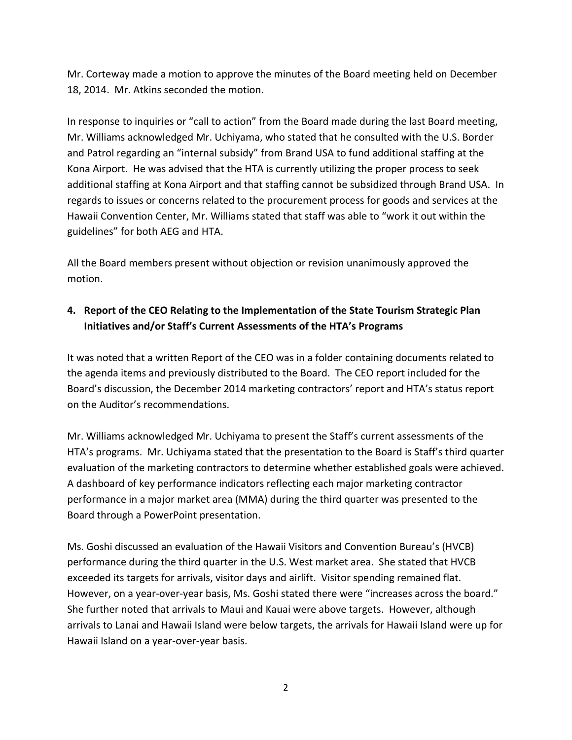Mr. Corteway made a motion to approve the minutes of the Board meeting held on December 18, 2014. Mr. Atkins seconded the motion.

In response to inquiries or "call to action" from the Board made during the last Board meeting, Mr. Williams acknowledged Mr. Uchiyama, who stated that he consulted with the U.S. Border and Patrol regarding an "internal subsidy" from Brand USA to fund additional staffing at the Kona Airport. He was advised that the HTA is currently utilizing the proper process to seek additional staffing at Kona Airport and that staffing cannot be subsidized through Brand USA. In regards to issues or concerns related to the procurement process for goods and services at the Hawaii Convention Center, Mr. Williams stated that staff was able to "work it out within the guidelines" for both AEG and HTA.

All the Board members present without objection or revision unanimously approved the motion.

## 4. Report of the CEO Relating to the Implementation of the State Tourism Strategic Plan Initiatives and/or Staff's Current Assessments of the HTA's Programs

It was noted that a written Report of the CEO was in a folder containing documents related to the agenda items and previously distributed to the Board. The CEO report included for the Board's discussion, the December 2014 marketing contractors' report and HTA's status report on the Auditor's recommendations.

Mr. Williams acknowledged Mr. Uchiyama to present the Staff's current assessments of the HTA's programs. Mr. Uchiyama stated that the presentation to the Board is Staff's third quarter evaluation of the marketing contractors to determine whether established goals were achieved. A dashboard of key performance indicators reflecting each major marketing contractor performance in a major market area (MMA) during the third quarter was presented to the Board through a PowerPoint presentation.

Ms. Goshi discussed an evaluation of the Hawaii Visitors and Convention Bureau's (HVCB) performance during the third quarter in the U.S. West market area. She stated that HVCB exceeded its targets for arrivals, visitor days and airlift. Visitor spending remained flat. However, on a year-over-year basis, Ms. Goshi stated there were "increases across the board." She further noted that arrivals to Maui and Kauai were above targets. However, although arrivals to Lanai and Hawaii Island were below targets, the arrivals for Hawaii Island were up for Hawaii Island on a year-over-year basis.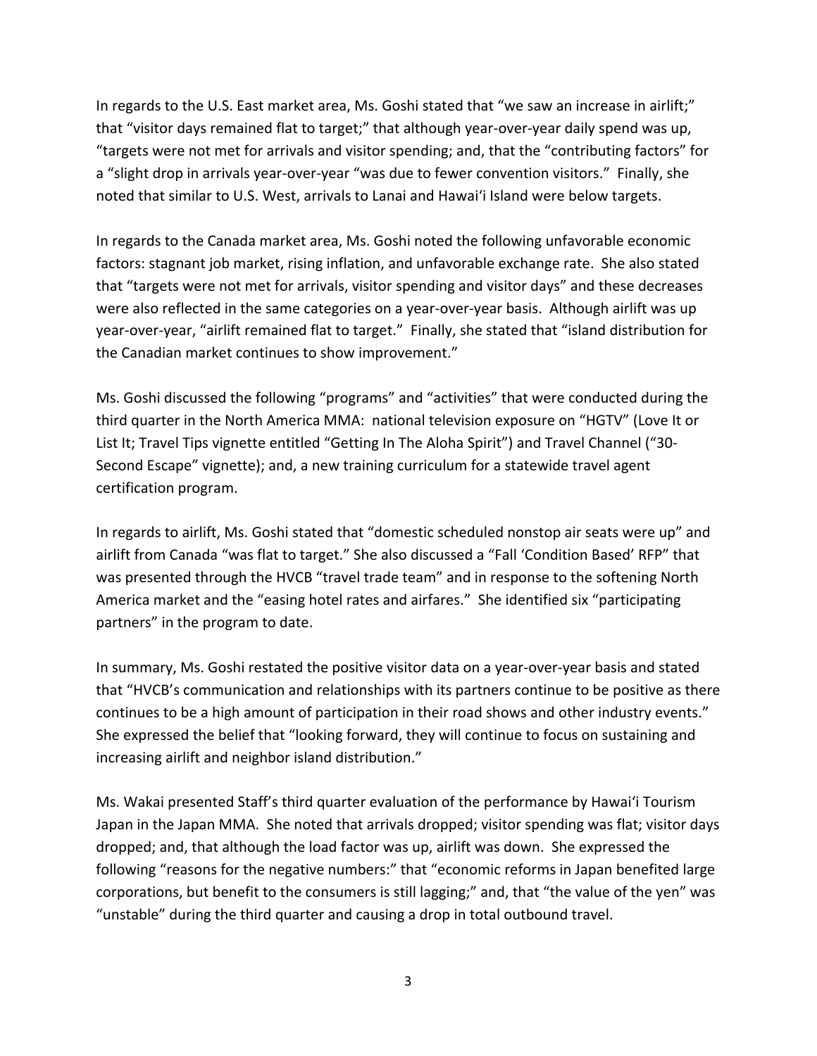In regards to the U.S. East market area, Ms. Goshi stated that "we saw an increase in airlift;" that "visitor days remained flat to target;" that although year-over-year daily spend was up, "targets were not met for arrivals and visitor spending; and, that the "contributing factors" for a "slight drop in arrivals year-over-year "was due to fewer convention visitors." Finally, she noted that similar to U.S. West, arrivals to Lanai and Hawai'i Island were below targets.

In regards to the Canada market area, Ms. Goshi noted the following unfavorable economic factors: stagnant job market, rising inflation, and unfavorable exchange rate. She also stated that "targets were not met for arrivals, visitor spending and visitor days" and these decreases were also reflected in the same categories on a year-over-year basis. Although airlift was up year-over-year, "airlift remained flat to target." Finally, she stated that "island distribution for the Canadian market continues to show improvement."

Ms. Goshi discussed the following "programs" and "activities" that were conducted during the third quarter in the North America MMA: national television exposure on "HGTV" (Love It or List It; Travel Tips vignette entitled "Getting In The Aloha Spirit") and Travel Channel ("30-Second Escape" vignette); and, a new training curriculum for a statewide travel agent certification program.

In regards to airlift, Ms. Goshi stated that "domestic scheduled nonstop air seats were up" and airlift from Canada "was flat to target." She also discussed a "Fall 'Condition Based' RFP" that was presented through the HVCB "travel trade team" and in response to the softening North America market and the "easing hotel rates and airfares." She identified six "participating partners" in the program to date.

In summary, Ms. Goshi restated the positive visitor data on a year-over-year basis and stated that "HVCB's communication and relationships with its partners continue to be positive as there continues to be a high amount of participation in their road shows and other industry events." She expressed the belief that "looking forward, they will continue to focus on sustaining and increasing airlift and neighbor island distribution."

Ms. Wakai presented Staff's third quarter evaluation of the performance by Hawai'i Tourism Japan in the Japan MMA. She noted that arrivals dropped; visitor spending was flat; visitor days dropped; and, that although the load factor was up, airlift was down. She expressed the following "reasons for the negative numbers:" that "economic reforms in Japan benefited large corporations, but benefit to the consumers is still lagging;" and, that "the value of the yen" was "unstable" during the third quarter and causing a drop in total outbound travel.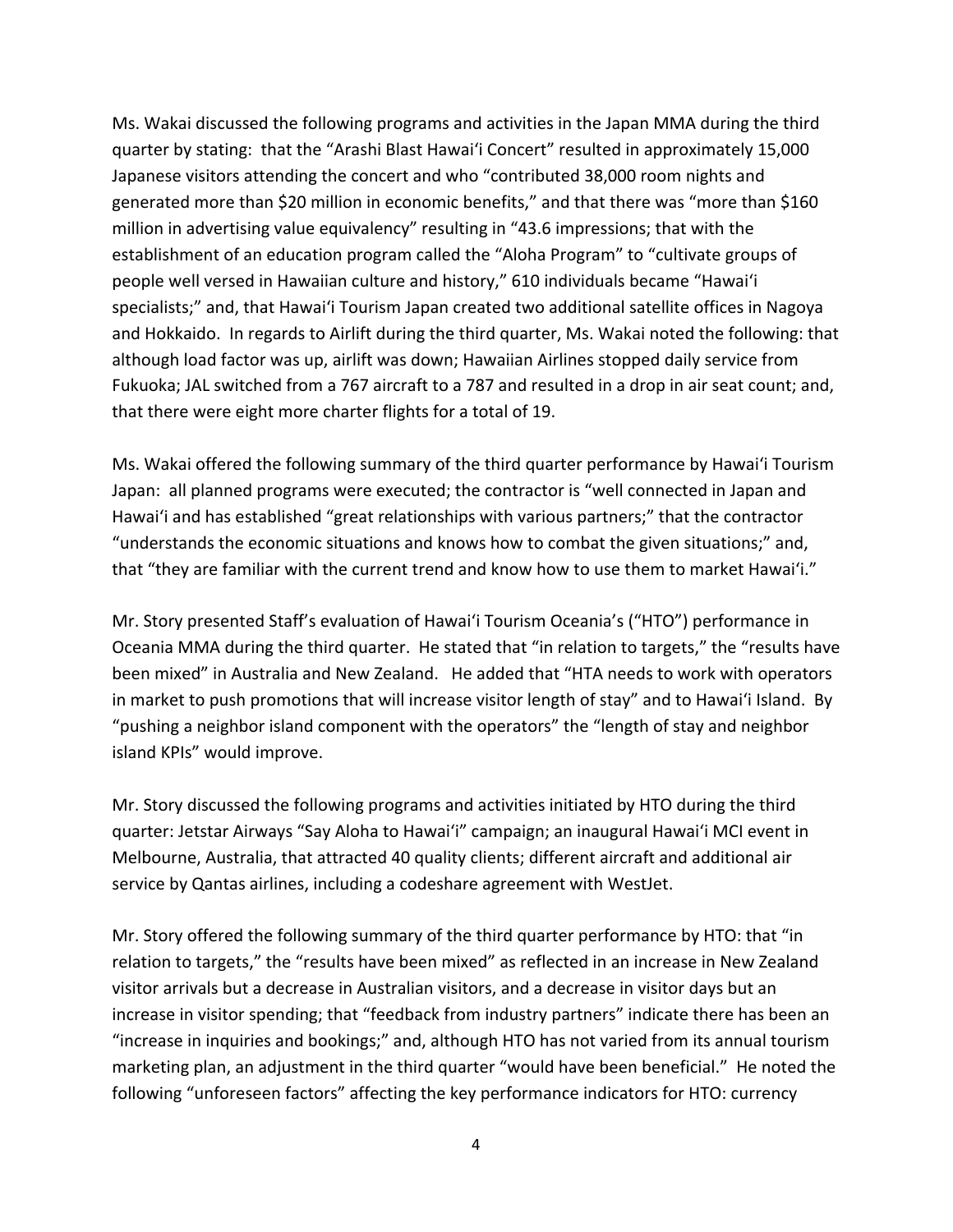Ms. Wakai discussed the following programs and activities in the Japan MMA during the third quarter by stating: that the "Arashi Blast Hawai'i Concert" resulted in approximately 15,000 Japanese visitors attending the concert and who "contributed 38,000 room nights and generated more than $20 million in economic benefits," and that there was "more than $160 million in advertising value equivalency" resulting in "43.6 impressions; that with the establishment of an education program called the "Aloha Program" to "cultivate groups of people well versed in Hawaiian culture and history," 610 individuals became "Hawai'i specialists;" and, that Hawai'i Tourism Japan created two additional satellite offices in Nagoya and Hokkaido. In regards to Airlift during the third quarter, Ms. Wakai noted the following: that although load factor was up, airlift was down; Hawaiian Airlines stopped daily service from Fukuoka; JAL switched from a 767 aircraft to a 787 and resulted in a drop in air seat count; and, that there were eight more charter flights for a total of 19.

Ms. Wakai offered the following summary of the third quarter performance by Hawai'i Tourism Japan: all planned programs were executed; the contractor is "well connected in Japan and Hawai'i and has established "great relationships with various partners;" that the contractor "understands the economic situations and knows how to combat the given situations;" and, that "they are familiar with the current trend and know how to use them to market Hawai'i."

Mr. Story presented Staff's evaluation of Hawai'i Tourism Oceania's ("HTO") performance in Oceania MMA during the third quarter. He stated that "in relation to targets," the "results have been mixed" in Australia and New Zealand. He added that "HTA needs to work with operators in market to push promotions that will increase visitor length of stay" and to Hawai'i Island. By "pushing a neighbor island component with the operators" the "length of stay and neighbor island KPIs" would improve.

Mr. Story discussed the following programs and activities initiated by HTO during the third quarter: Jetstar Airways "Say Aloha to Hawai'i" campaign; an inaugural Hawai'i MCI event in Melbourne, Australia, that attracted 40 quality clients; different aircraft and additional air service by Qantas airlines, including a codeshare agreement with WestJet.

Mr. Story offered the following summary of the third quarter performance by HTO: that "in relation to targets," the "results have been mixed" as reflected in an increase in New Zealand visitor arrivals but a decrease in Australian visitors, and a decrease in visitor days but an increase in visitor spending; that "feedback from industry partners" indicate there has been an "increase in inquiries and bookings;" and, although HTO has not varied from its annual tourism marketing plan, an adjustment in the third quarter "would have been beneficial." He noted the following "unforeseen factors" affecting the key performance indicators for HTO: currency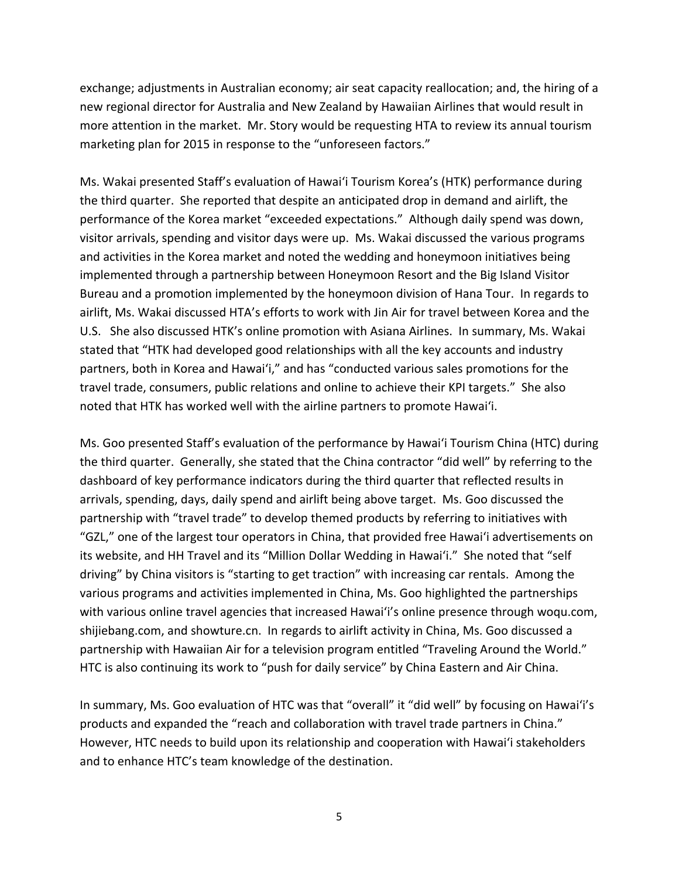exchange; adjustments in Australian economy; air seat capacity reallocation; and, the hiring of a new regional director for Australia and New Zealand by Hawaiian Airlines that would result in more attention in the market. Mr. Story would be requesting HTA to review its annual tourism marketing plan for 2015 in response to the "unforeseen factors."

Ms. Wakai presented Staff's evaluation of Hawaiʻi Tourism Korea's (HTK) performance during the third quarter. She reported that despite an anticipated drop in demand and airlift, the performance of the Korea market "exceeded expectations." Although daily spend was down, visitor arrivals, spending and visitor days were up. Ms. Wakai discussed the various programs and activities in the Korea market and noted the wedding and honeymoon initiatives being implemented through a partnership between Honeymoon Resort and the Big Island Visitor Bureau and a promotion implemented by the honeymoon division of Hana Tour. In regards to airlift, Ms. Wakai discussed HTA's efforts to work with Jin Air for travel between Korea and the U.S. She also discussed HTK's online promotion with Asiana Airlines. In summary, Ms. Wakai stated that "HTK had developed good relationships with all the key accounts and industry partners, both in Korea and Hawaiʻi," and has "conducted various sales promotions for the travel trade, consumers, public relations and online to achieve their KPI targets." She also noted that HTK has worked well with the airline partners to promote Hawaiʻi.

Ms. Goo presented Staff's evaluation of the performance by Hawaiʻi Tourism China (HTC) during the third quarter. Generally, she stated that the China contractor "did well" by referring to the dashboard of key performance indicators during the third quarter that reflected results in arrivals, spending, days, daily spend and airlift being above target. Ms. Goo discussed the partnership with "travel trade" to develop themed products by referring to initiatives with "GZL," one of the largest tour operators in China, that provided free Hawaiʻi advertisements on its website, and HH Travel and its "Million Dollar Wedding in Hawaiʻi." She noted that "self driving" by China visitors is "starting to get traction" with increasing car rentals. Among the various programs and activities implemented in China, Ms. Goo highlighted the partnerships with various online travel agencies that increased Hawaiʻi's online presence through woqu.com, shijiebang.com, and showture.cn. In regards to airlift activity in China, Ms. Goo discussed a partnership with Hawaiian Air for a television program entitled "Traveling Around the World." HTC is also continuing its work to "push for daily service" by China Eastern and Air China.

In summary, Ms. Goo evaluation of HTC was that "overall" it "did well" by focusing on Hawaiʻi's products and expanded the "reach and collaboration with travel trade partners in China." However, HTC needs to build upon its relationship and cooperation with Hawaiʻi stakeholders and to enhance HTC's team knowledge of the destination.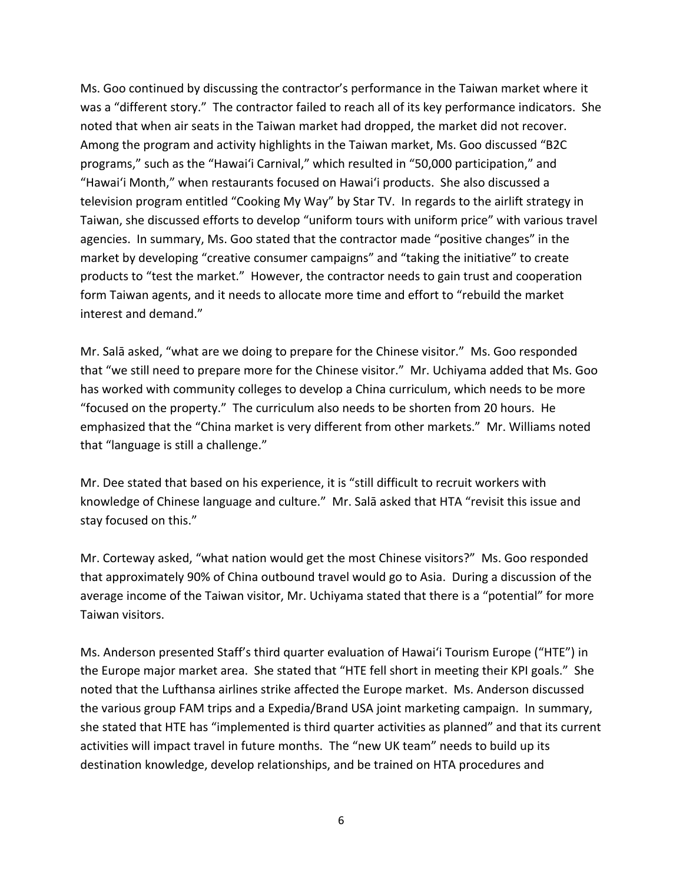Ms. Goo continued by discussing the contractor's performance in the Taiwan market where it was a "different story." The contractor failed to reach all of its key performance indicators. She noted that when air seats in the Taiwan market had dropped, the market did not recover. Among the program and activity highlights in the Taiwan market, Ms. Goo discussed "B2C programs," such as the "Hawai'i Carnival," which resulted in "50,000 participation," and "Hawai'i Month," when restaurants focused on Hawai'i products. She also discussed a television program entitled "Cooking My Way" by Star TV. In regards to the airlift strategy in Taiwan, she discussed efforts to develop "uniform tours with uniform price" with various travel agencies. In summary, Ms. Goo stated that the contractor made "positive changes" in the market by developing "creative consumer campaigns" and "taking the initiative" to create products to "test the market." However, the contractor needs to gain trust and cooperation form Taiwan agents, and it needs to allocate more time and effort to "rebuild the market interest and demand."

Mr. Salā asked, "what are we doing to prepare for the Chinese visitor." Ms. Goo responded that "we still need to prepare more for the Chinese visitor." Mr. Uchiyama added that Ms. Goo has worked with community colleges to develop a China curriculum, which needs to be more "focused on the property." The curriculum also needs to be shorten from 20 hours. He emphasized that the "China market is very different from other markets." Mr. Williams noted that "language is still a challenge."

Mr. Dee stated that based on his experience, it is "still difficult to recruit workers with knowledge of Chinese language and culture." Mr. Salā asked that HTA "revisit this issue and stay focused on this."

Mr. Corteway asked, "what nation would get the most Chinese visitors?" Ms. Goo responded that approximately 90% of China outbound travel would go to Asia. During a discussion of the average income of the Taiwan visitor, Mr. Uchiyama stated that there is a "potential" for more Taiwan visitors.

Ms. Anderson presented Staff's third quarter evaluation of Hawai'i Tourism Europe ("HTE") in the Europe major market area. She stated that "HTE fell short in meeting their KPI goals." She noted that the Lufthansa airlines strike affected the Europe market. Ms. Anderson discussed the various group FAM trips and a Expedia/Brand USA joint marketing campaign. In summary, she stated that HTE has "implemented is third quarter activities as planned" and that its current activities will impact travel in future months. The "new UK team" needs to build up its destination knowledge, develop relationships, and be trained on HTA procedures and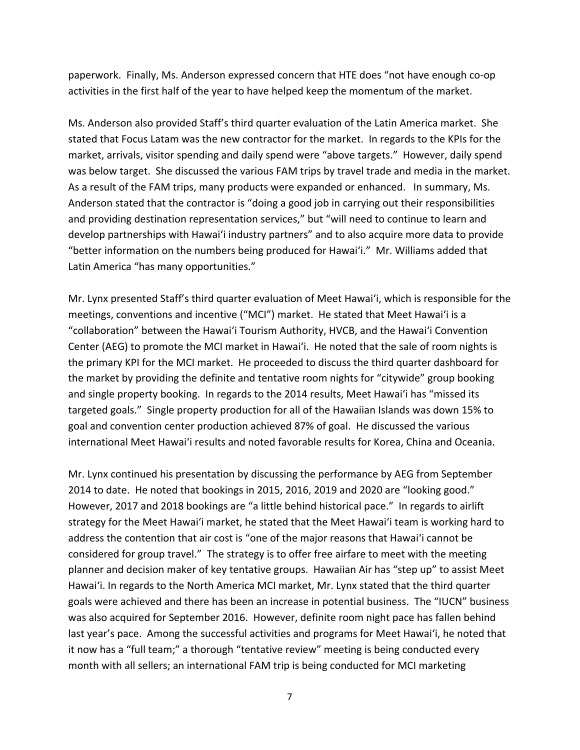paperwork. Finally, Ms. Anderson expressed concern that HTE does "not have enough co-op activities in the first half of the year to have helped keep the momentum of the market.

Ms. Anderson also provided Staff's third quarter evaluation of the Latin America market. She stated that Focus Latam was the new contractor for the market. In regards to the KPIs for the market, arrivals, visitor spending and daily spend were "above targets." However, daily spend was below target. She discussed the various FAM trips by travel trade and media in the market. As a result of the FAM trips, many products were expanded or enhanced. In summary, Ms. Anderson stated that the contractor is "doing a good job in carrying out their responsibilities and providing destination representation services," but "will need to continue to learn and develop partnerships with Hawai'i industry partners" and to also acquire more data to provide "better information on the numbers being produced for Hawai'i." Mr. Williams added that Latin America "has many opportunities."

Mr. Lynx presented Staff's third quarter evaluation of Meet Hawai'i, which is responsible for the meetings, conventions and incentive ("MCI") market. He stated that Meet Hawai'i is a "collaboration" between the Hawai'i Tourism Authority, HVCB, and the Hawai'i Convention Center (AEG) to promote the MCI market in Hawai'i. He noted that the sale of room nights is the primary KPI for the MCI market. He proceeded to discuss the third quarter dashboard for the market by providing the definite and tentative room nights for "citywide" group booking and single property booking. In regards to the 2014 results, Meet Hawai'i has "missed its targeted goals." Single property production for all of the Hawaiian Islands was down 15% to goal and convention center production achieved 87% of goal. He discussed the various international Meet Hawai'i results and noted favorable results for Korea, China and Oceania.

Mr. Lynx continued his presentation by discussing the performance by AEG from September 2014 to date. He noted that bookings in 2015, 2016, 2019 and 2020 are "looking good." However, 2017 and 2018 bookings are "a little behind historical pace." In regards to airlift strategy for the Meet Hawai'i market, he stated that the Meet Hawai'i team is working hard to address the contention that air cost is "one of the major reasons that Hawai'i cannot be considered for group travel." The strategy is to offer free airfare to meet with the meeting planner and decision maker of key tentative groups. Hawaiian Air has "step up" to assist Meet Hawai'i. In regards to the North America MCI market, Mr. Lynx stated that the third quarter goals were achieved and there has been an increase in potential business. The "IUCN" business was also acquired for September 2016. However, definite room night pace has fallen behind last year's pace. Among the successful activities and programs for Meet Hawai'i, he noted that it now has a "full team;" a thorough "tentative review" meeting is being conducted every month with all sellers; an international FAM trip is being conducted for MCI marketing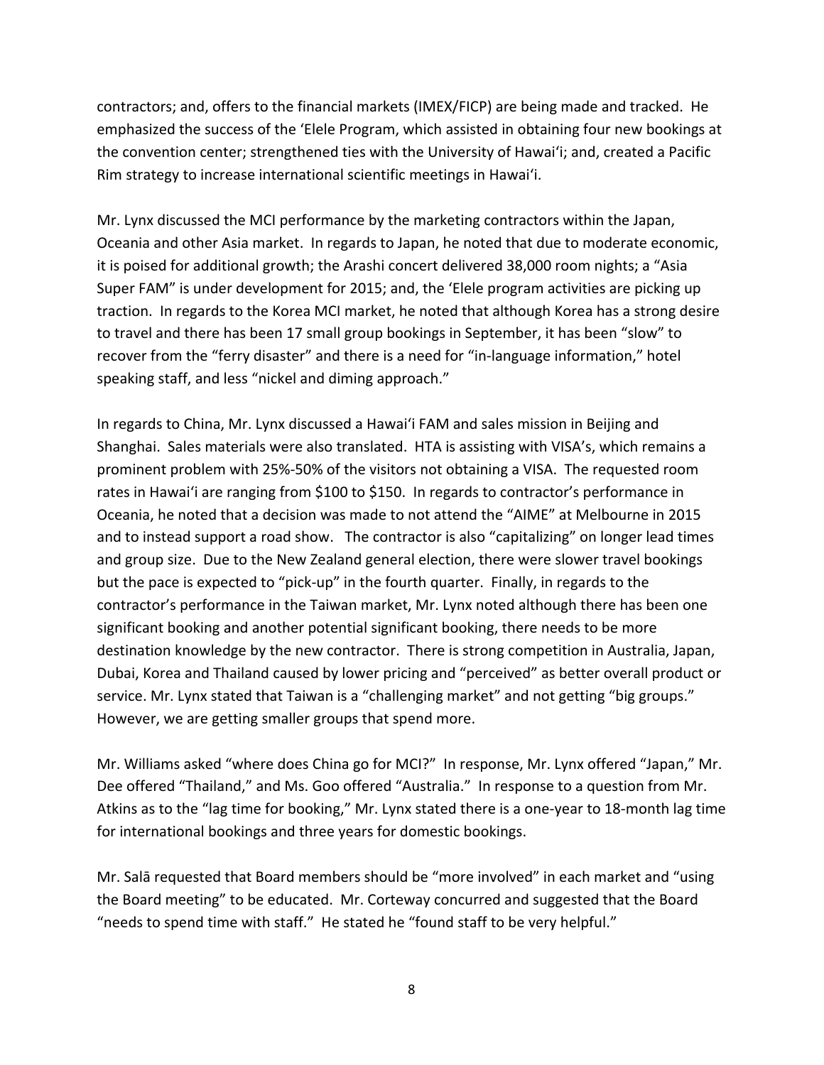contractors; and, offers to the financial markets (IMEX/FICP) are being made and tracked. He emphasized the success of the ʻElele Program, which assisted in obtaining four new bookings at the convention center; strengthened ties with the University of Hawaiʻi; and, created a Pacific Rim strategy to increase international scientific meetings in Hawaiʻi.

Mr. Lynx discussed the MCI performance by the marketing contractors within the Japan, Oceania and other Asia market. In regards to Japan, he noted that due to moderate economic, it is poised for additional growth; the Arashi concert delivered 38,000 room nights; a "Asia Super FAM" is under development for 2015; and, the ʻElele program activities are picking up traction. In regards to the Korea MCI market, he noted that although Korea has a strong desire to travel and there has been 17 small group bookings in September, it has been "slow" to recover from the "ferry disaster" and there is a need for "in-language information," hotel speaking staff, and less "nickel and diming approach."

In regards to China, Mr. Lynx discussed a Hawaiʻi FAM and sales mission in Beijing and Shanghai. Sales materials were also translated. HTA is assisting with VISA's, which remains a prominent problem with 25%-50% of the visitors not obtaining a VISA. The requested room rates in Hawaiʻi are ranging from $100 to $150. In regards to contractor's performance in Oceania, he noted that a decision was made to not attend the "AIME" at Melbourne in 2015 and to instead support a road show. The contractor is also "capitalizing" on longer lead times and group size. Due to the New Zealand general election, there were slower travel bookings but the pace is expected to "pick-up" in the fourth quarter. Finally, in regards to the contractor's performance in the Taiwan market, Mr. Lynx noted although there has been one significant booking and another potential significant booking, there needs to be more destination knowledge by the new contractor. There is strong competition in Australia, Japan, Dubai, Korea and Thailand caused by lower pricing and "perceived" as better overall product or service. Mr. Lynx stated that Taiwan is a "challenging market" and not getting "big groups." However, we are getting smaller groups that spend more.

Mr. Williams asked "where does China go for MCI?" In response, Mr. Lynx offered "Japan," Mr. Dee offered "Thailand," and Ms. Goo offered "Australia." In response to a question from Mr. Atkins as to the "lag time for booking," Mr. Lynx stated there is a one-year to 18-month lag time for international bookings and three years for domestic bookings.

Mr. Salā requested that Board members should be "more involved" in each market and "using the Board meeting" to be educated. Mr. Corteway concurred and suggested that the Board "needs to spend time with staff." He stated he "found staff to be very helpful."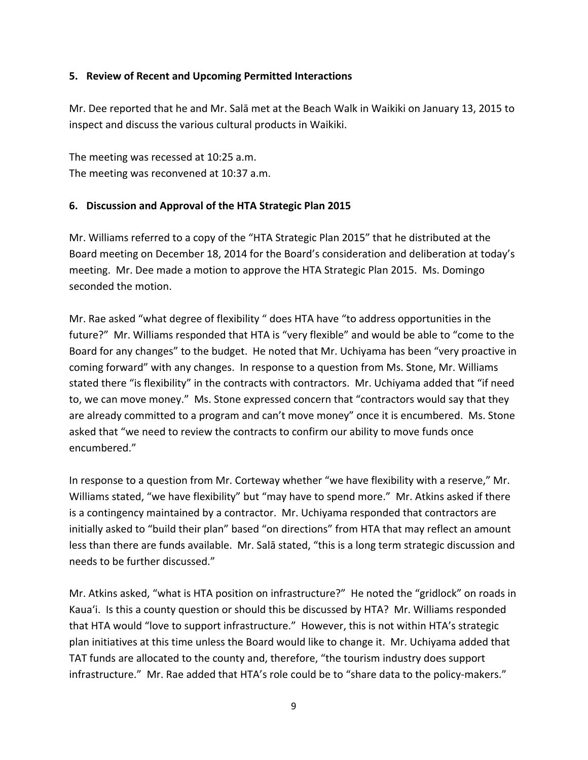### 5. Review of Recent and Upcoming Permitted Interactions

Mr. Dee reported that he and Mr. Salā met at the Beach Walk in Waikiki on January 13, 2015 to inspect and discuss the various cultural products in Waikiki.

The meeting was recessed at 10:25 a.m.
The meeting was reconvened at 10:37 a.m.

### 6. Discussion and Approval of the HTA Strategic Plan 2015

Mr. Williams referred to a copy of the "HTA Strategic Plan 2015" that he distributed at the Board meeting on December 18, 2014 for the Board's consideration and deliberation at today's meeting. Mr. Dee made a motion to approve the HTA Strategic Plan 2015. Ms. Domingo seconded the motion.

Mr. Rae asked "what degree of flexibility " does HTA have "to address opportunities in the future?" Mr. Williams responded that HTA is "very flexible" and would be able to "come to the Board for any changes" to the budget. He noted that Mr. Uchiyama has been "very proactive in coming forward" with any changes. In response to a question from Ms. Stone, Mr. Williams stated there "is flexibility" in the contracts with contractors. Mr. Uchiyama added that "if need to, we can move money." Ms. Stone expressed concern that "contractors would say that they are already committed to a program and can't move money" once it is encumbered. Ms. Stone asked that "we need to review the contracts to confirm our ability to move funds once encumbered."

In response to a question from Mr. Corteway whether "we have flexibility with a reserve," Mr. Williams stated, "we have flexibility" but "may have to spend more." Mr. Atkins asked if there is a contingency maintained by a contractor. Mr. Uchiyama responded that contractors are initially asked to "build their plan" based "on directions" from HTA that may reflect an amount less than there are funds available. Mr. Salā stated, "this is a long term strategic discussion and needs to be further discussed."

Mr. Atkins asked, "what is HTA position on infrastructure?" He noted the "gridlock" on roads in Kauaʻi. Is this a county question or should this be discussed by HTA? Mr. Williams responded that HTA would "love to support infrastructure." However, this is not within HTA's strategic plan initiatives at this time unless the Board would like to change it. Mr. Uchiyama added that TAT funds are allocated to the county and, therefore, "the tourism industry does support infrastructure." Mr. Rae added that HTA's role could be to "share data to the policy-makers."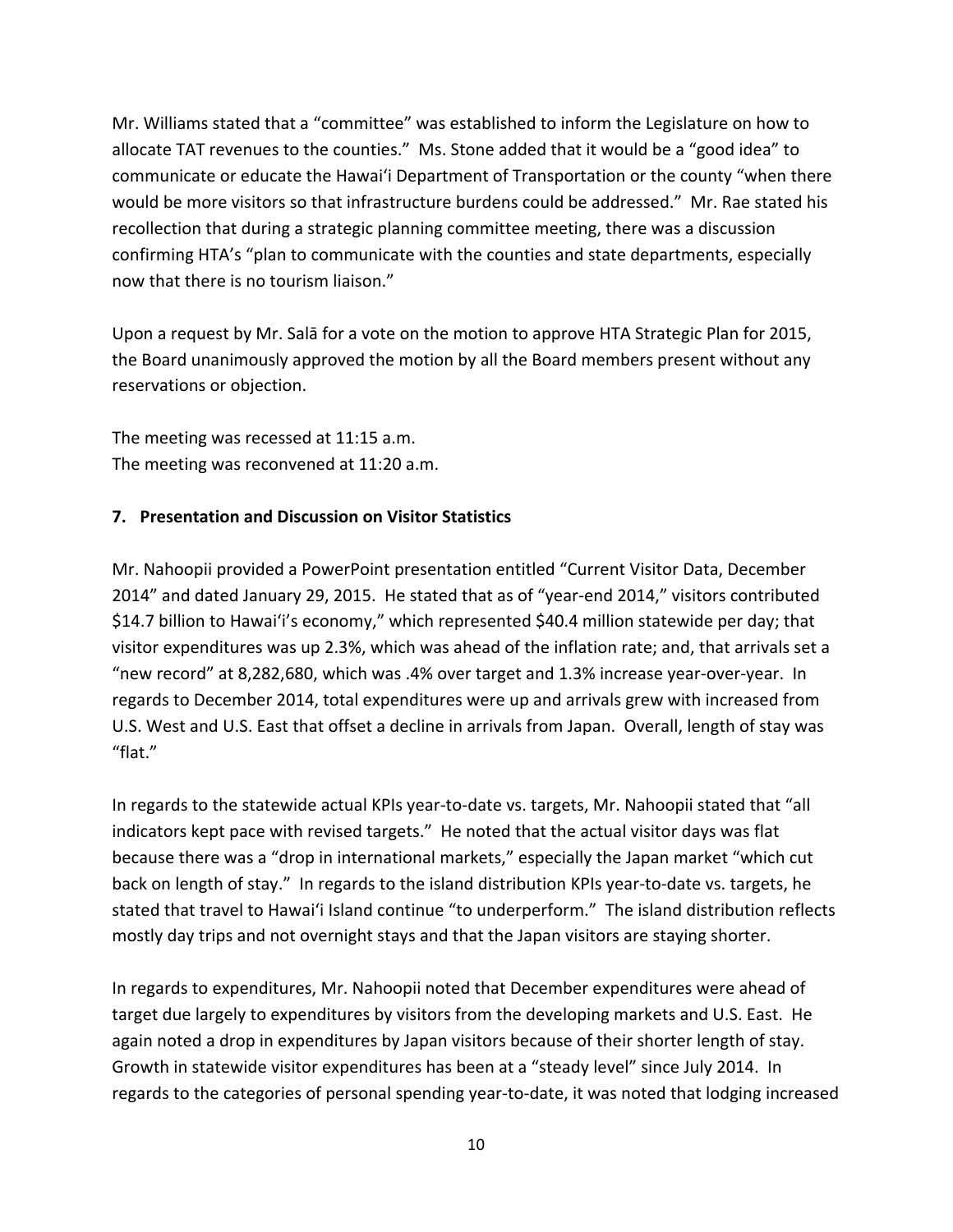Mr. Williams stated that a "committee" was established to inform the Legislature on how to allocate TAT revenues to the counties." Ms. Stone added that it would be a "good idea" to communicate or educate the Hawai'i Department of Transportation or the county "when there would be more visitors so that infrastructure burdens could be addressed." Mr. Rae stated his recollection that during a strategic planning committee meeting, there was a discussion confirming HTA's "plan to communicate with the counties and state departments, especially now that there is no tourism liaison."

Upon a request by Mr. Salā for a vote on the motion to approve HTA Strategic Plan for 2015, the Board unanimously approved the motion by all the Board members present without any reservations or objection.

The meeting was recessed at 11:15 a.m.
The meeting was reconvened at 11:20 a.m.

**7. Presentation and Discussion on Visitor Statistics**

Mr. Nahoopii provided a PowerPoint presentation entitled "Current Visitor Data, December 2014" and dated January 29, 2015. He stated that as of "year-end 2014," visitors contributed $14.7 billion to Hawai'i's economy," which represented $40.4 million statewide per day; that visitor expenditures was up 2.3%, which was ahead of the inflation rate; and, that arrivals set a "new record" at 8,282,680, which was .4% over target and 1.3% increase year-over-year. In regards to December 2014, total expenditures were up and arrivals grew with increased from U.S. West and U.S. East that offset a decline in arrivals from Japan. Overall, length of stay was "flat."

In regards to the statewide actual KPIs year-to-date vs. targets, Mr. Nahoopii stated that "all indicators kept pace with revised targets." He noted that the actual visitor days was flat because there was a "drop in international markets," especially the Japan market "which cut back on length of stay." In regards to the island distribution KPIs year-to-date vs. targets, he stated that travel to Hawai'i Island continue "to underperform." The island distribution reflects mostly day trips and not overnight stays and that the Japan visitors are staying shorter.

In regards to expenditures, Mr. Nahoopii noted that December expenditures were ahead of target due largely to expenditures by visitors from the developing markets and U.S. East. He again noted a drop in expenditures by Japan visitors because of their shorter length of stay. Growth in statewide visitor expenditures has been at a "steady level" since July 2014. In regards to the categories of personal spending year-to-date, it was noted that lodging increased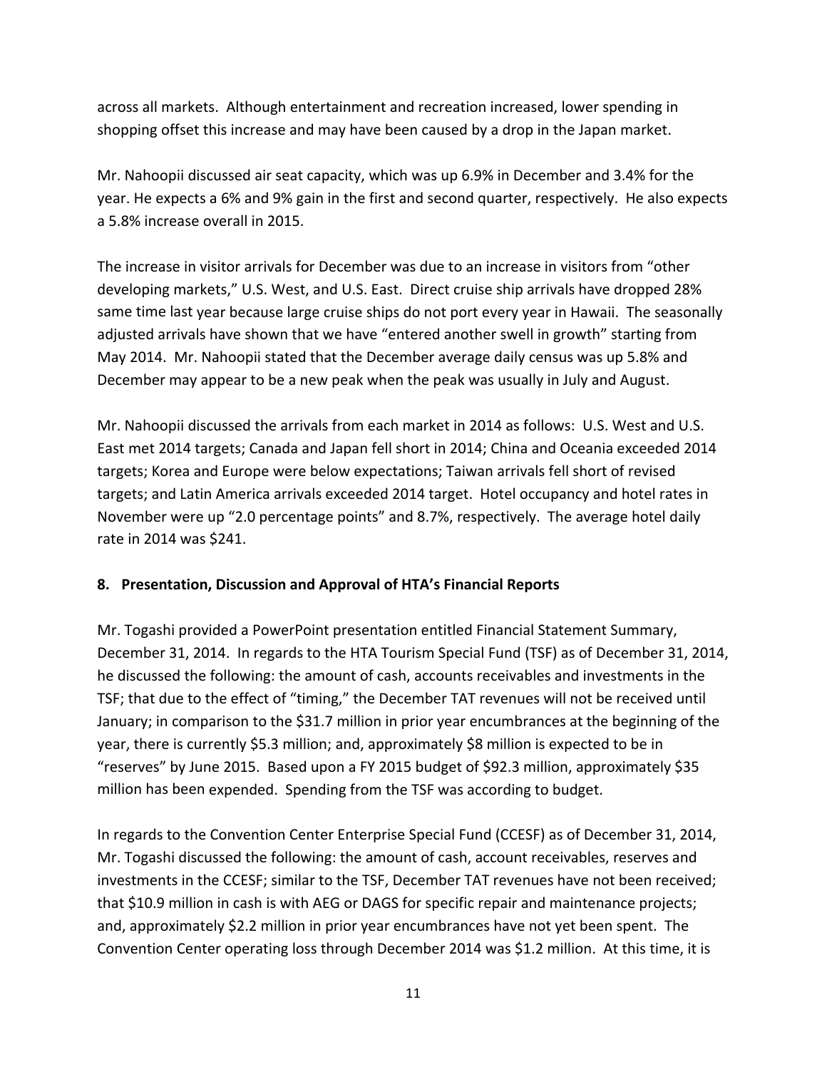across all markets. Although entertainment and recreation increased, lower spending in shopping offset this increase and may have been caused by a drop in the Japan market.

Mr. Nahoopii discussed air seat capacity, which was up 6.9% in December and 3.4% for the year. He expects a 6% and 9% gain in the first and second quarter, respectively. He also expects a 5.8% increase overall in 2015.

The increase in visitor arrivals for December was due to an increase in visitors from "other developing markets," U.S. West, and U.S. East. Direct cruise ship arrivals have dropped 28% same time last year because large cruise ships do not port every year in Hawaii. The seasonally adjusted arrivals have shown that we have "entered another swell in growth" starting from May 2014. Mr. Nahoopii stated that the December average daily census was up 5.8% and December may appear to be a new peak when the peak was usually in July and August.

Mr. Nahoopii discussed the arrivals from each market in 2014 as follows: U.S. West and U.S. East met 2014 targets; Canada and Japan fell short in 2014; China and Oceania exceeded 2014 targets; Korea and Europe were below expectations; Taiwan arrivals fell short of revised targets; and Latin America arrivals exceeded 2014 target. Hotel occupancy and hotel rates in November were up "2.0 percentage points" and 8.7%, respectively. The average hotel daily rate in 2014 was $241.

## 8. Presentation, Discussion and Approval of HTA's Financial Reports

Mr. Togashi provided a PowerPoint presentation entitled Financial Statement Summary, December 31, 2014. In regards to the HTA Tourism Special Fund (TSF) as of December 31, 2014, he discussed the following: the amount of cash, accounts receivables and investments in the TSF; that due to the effect of "timing," the December TAT revenues will not be received until January; in comparison to the $31.7 million in prior year encumbrances at the beginning of the year, there is currently $5.3 million; and, approximately $8 million is expected to be in "reserves" by June 2015. Based upon a FY 2015 budget of $92.3 million, approximately $35 million has been expended. Spending from the TSF was according to budget.

In regards to the Convention Center Enterprise Special Fund (CCESF) as of December 31, 2014, Mr. Togashi discussed the following: the amount of cash, account receivables, reserves and investments in the CCESF; similar to the TSF, December TAT revenues have not been received; that $10.9 million in cash is with AEG or DAGS for specific repair and maintenance projects; and, approximately $2.2 million in prior year encumbrances have not yet been spent. The Convention Center operating loss through December 2014 was $1.2 million. At this time, it is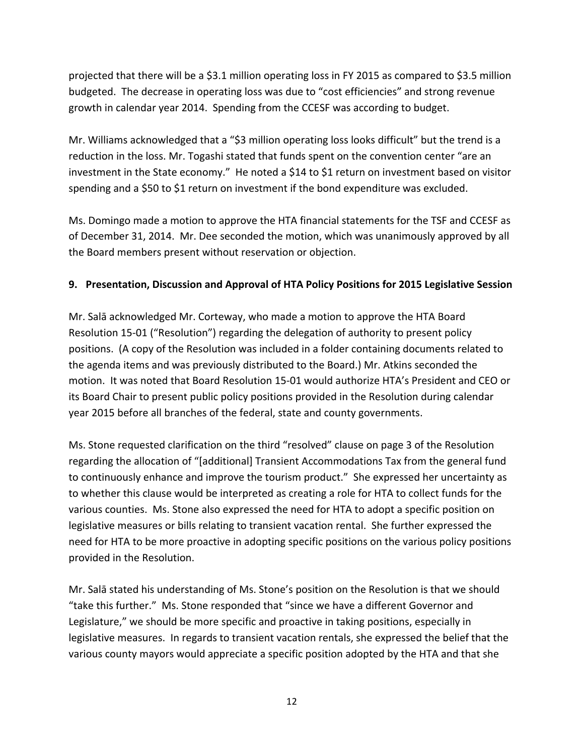projected that there will be a $3.1 million operating loss in FY 2015 as compared to $3.5 million budgeted. The decrease in operating loss was due to "cost efficiencies" and strong revenue growth in calendar year 2014. Spending from the CCESF was according to budget.

Mr. Williams acknowledged that a "$3 million operating loss looks difficult" but the trend is a reduction in the loss. Mr. Togashi stated that funds spent on the convention center "are an investment in the State economy." He noted a $14 to $1 return on investment based on visitor spending and a $50 to $1 return on investment if the bond expenditure was excluded.

Ms. Domingo made a motion to approve the HTA financial statements for the TSF and CCESF as of December 31, 2014. Mr. Dee seconded the motion, which was unanimously approved by all the Board members present without reservation or objection.

**9. Presentation, Discussion and Approval of HTA Policy Positions for 2015 Legislative Session**

Mr. Salā acknowledged Mr. Corteway, who made a motion to approve the HTA Board Resolution 15-01 ("Resolution") regarding the delegation of authority to present policy positions. (A copy of the Resolution was included in a folder containing documents related to the agenda items and was previously distributed to the Board.) Mr. Atkins seconded the motion. It was noted that Board Resolution 15-01 would authorize HTA's President and CEO or its Board Chair to present public policy positions provided in the Resolution during calendar year 2015 before all branches of the federal, state and county governments.

Ms. Stone requested clarification on the third "resolved" clause on page 3 of the Resolution regarding the allocation of "[additional] Transient Accommodations Tax from the general fund to continuously enhance and improve the tourism product." She expressed her uncertainty as to whether this clause would be interpreted as creating a role for HTA to collect funds for the various counties. Ms. Stone also expressed the need for HTA to adopt a specific position on legislative measures or bills relating to transient vacation rental. She further expressed the need for HTA to be more proactive in adopting specific positions on the various policy positions provided in the Resolution.

Mr. Salā stated his understanding of Ms. Stone's position on the Resolution is that we should "take this further." Ms. Stone responded that "since we have a different Governor and Legislature," we should be more specific and proactive in taking positions, especially in legislative measures. In regards to transient vacation rentals, she expressed the belief that the various county mayors would appreciate a specific position adopted by the HTA and that she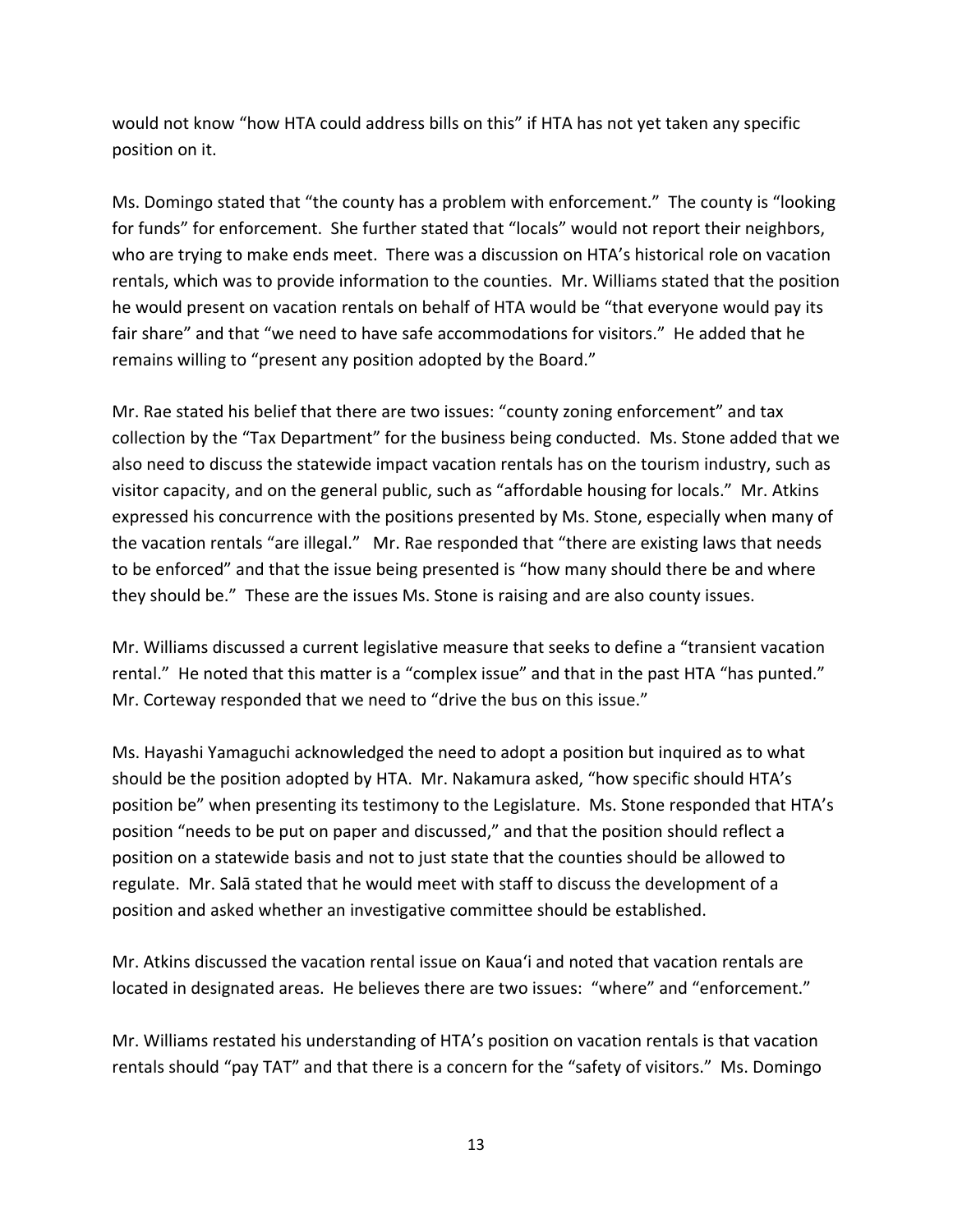would not know "how HTA could address bills on this" if HTA has not yet taken any specific position on it.

Ms. Domingo stated that "the county has a problem with enforcement." The county is "looking for funds" for enforcement. She further stated that "locals" would not report their neighbors, who are trying to make ends meet. There was a discussion on HTA's historical role on vacation rentals, which was to provide information to the counties. Mr. Williams stated that the position he would present on vacation rentals on behalf of HTA would be "that everyone would pay its fair share" and that "we need to have safe accommodations for visitors." He added that he remains willing to "present any position adopted by the Board."

Mr. Rae stated his belief that there are two issues: "county zoning enforcement" and tax collection by the "Tax Department" for the business being conducted. Ms. Stone added that we also need to discuss the statewide impact vacation rentals has on the tourism industry, such as visitor capacity, and on the general public, such as "affordable housing for locals." Mr. Atkins expressed his concurrence with the positions presented by Ms. Stone, especially when many of the vacation rentals "are illegal." Mr. Rae responded that "there are existing laws that needs to be enforced" and that the issue being presented is "how many should there be and where they should be." These are the issues Ms. Stone is raising and are also county issues.

Mr. Williams discussed a current legislative measure that seeks to define a "transient vacation rental." He noted that this matter is a "complex issue" and that in the past HTA "has punted." Mr. Corteway responded that we need to "drive the bus on this issue."

Ms. Hayashi Yamaguchi acknowledged the need to adopt a position but inquired as to what should be the position adopted by HTA. Mr. Nakamura asked, "how specific should HTA's position be" when presenting its testimony to the Legislature. Ms. Stone responded that HTA's position "needs to be put on paper and discussed," and that the position should reflect a position on a statewide basis and not to just state that the counties should be allowed to regulate. Mr. Salā stated that he would meet with staff to discuss the development of a position and asked whether an investigative committee should be established.

Mr. Atkins discussed the vacation rental issue on Kaua'i and noted that vacation rentals are located in designated areas. He believes there are two issues: "where" and "enforcement."

Mr. Williams restated his understanding of HTA's position on vacation rentals is that vacation rentals should "pay TAT" and that there is a concern for the "safety of visitors." Ms. Domingo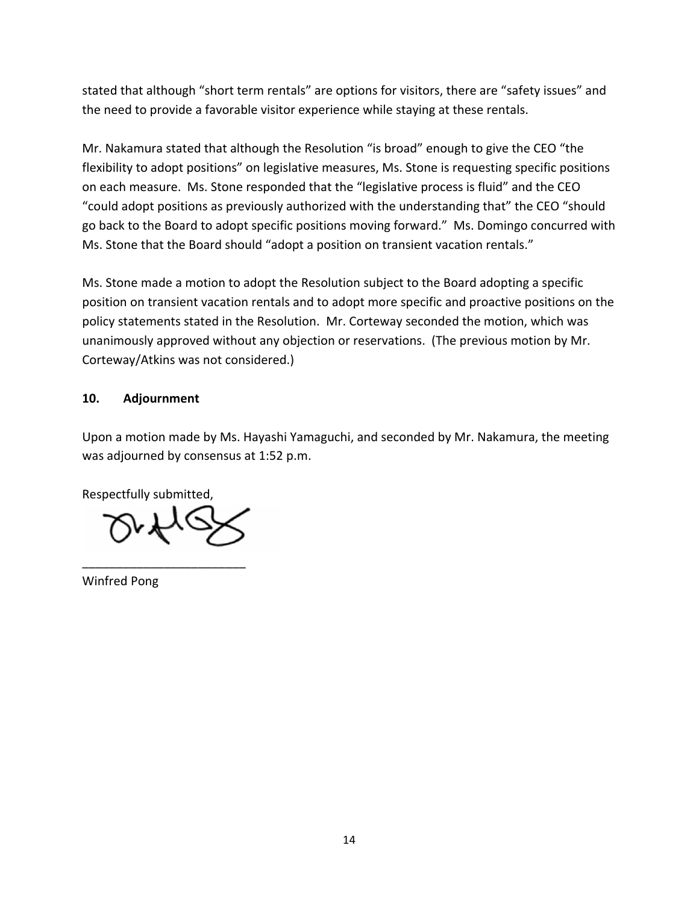stated that although "short term rentals" are options for visitors, there are "safety issues" and the need to provide a favorable visitor experience while staying at these rentals.

Mr. Nakamura stated that although the Resolution "is broad" enough to give the CEO "the flexibility to adopt positions" on legislative measures, Ms. Stone is requesting specific positions on each measure. Ms. Stone responded that the "legislative process is fluid" and the CEO "could adopt positions as previously authorized with the understanding that" the CEO "should go back to the Board to adopt specific positions moving forward." Ms. Domingo concurred with Ms. Stone that the Board should "adopt a position on transient vacation rentals."

Ms. Stone made a motion to adopt the Resolution subject to the Board adopting a specific position on transient vacation rentals and to adopt more specific and proactive positions on the policy statements stated in the Resolution. Mr. Corteway seconded the motion, which was unanimously approved without any objection or reservations. (The previous motion by Mr. Corteway/Atkins was not considered.)

## 10. Adjournment

Upon a motion made by Ms. Hayashi Yamaguchi, and seconded by Mr. Nakamura, the meeting was adjourned by consensus at 1:52 p.m.

Respectfully submitted,

\_\_\_\_\_\_\_\_\_\_\_\_\_\_\_\_\_\_\_\_\_\_\_\_

Winfred Pong